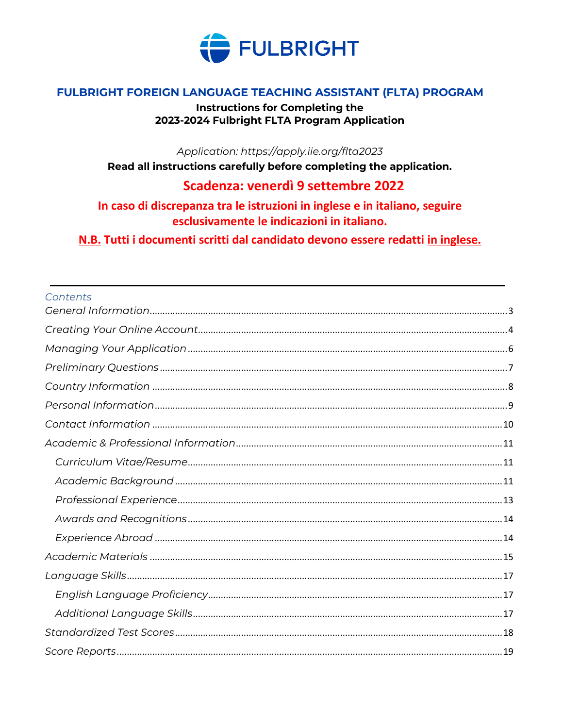FULBRIGHT

# FULBRIGHT FOREIGN LANGUAGE TEACHING ASSISTANT (FLTA) PROGRAM

**Instructions for Completing the**
**2023-2024 Fulbright FLTA Program Application**

*Application: https://apply.iie.org/flta2023*

**Read all instructions carefully before completing the application.**

**Scadenza: venerdì 9 settembre 2022**

**In caso di discrepanza tra le istruzioni in inglese e in italiano, seguire esclusivamente le indicazioni in italiano.**

**N.B. Tutti i documenti scritti dal candidato devono essere redatti in inglese.**

---

*Contents*

- *General Information* ... 3
- *Creating Your Online Account* ... 4
- *Managing Your Application* ... 6
- *Preliminary Questions* ... 7
- *Country Information* ... 8
- *Personal Information* ... 9
- *Contact Information* ... 10
- *Academic & Professional Information* ... 11
  - *Curriculum Vitae/Resume* ... 11
  - *Academic Background* ... 11
  - *Professional Experience* ... 13
  - *Awards and Recognitions* ... 14
  - *Experience Abroad* ... 14
- *Academic Materials* ... 15
- *Language Skills* ... 17
  - *English Language Proficiency* ... 17
  - *Additional Language Skills* ... 17
- *Standardized Test Scores* ... 18
- *Score Reports* ... 19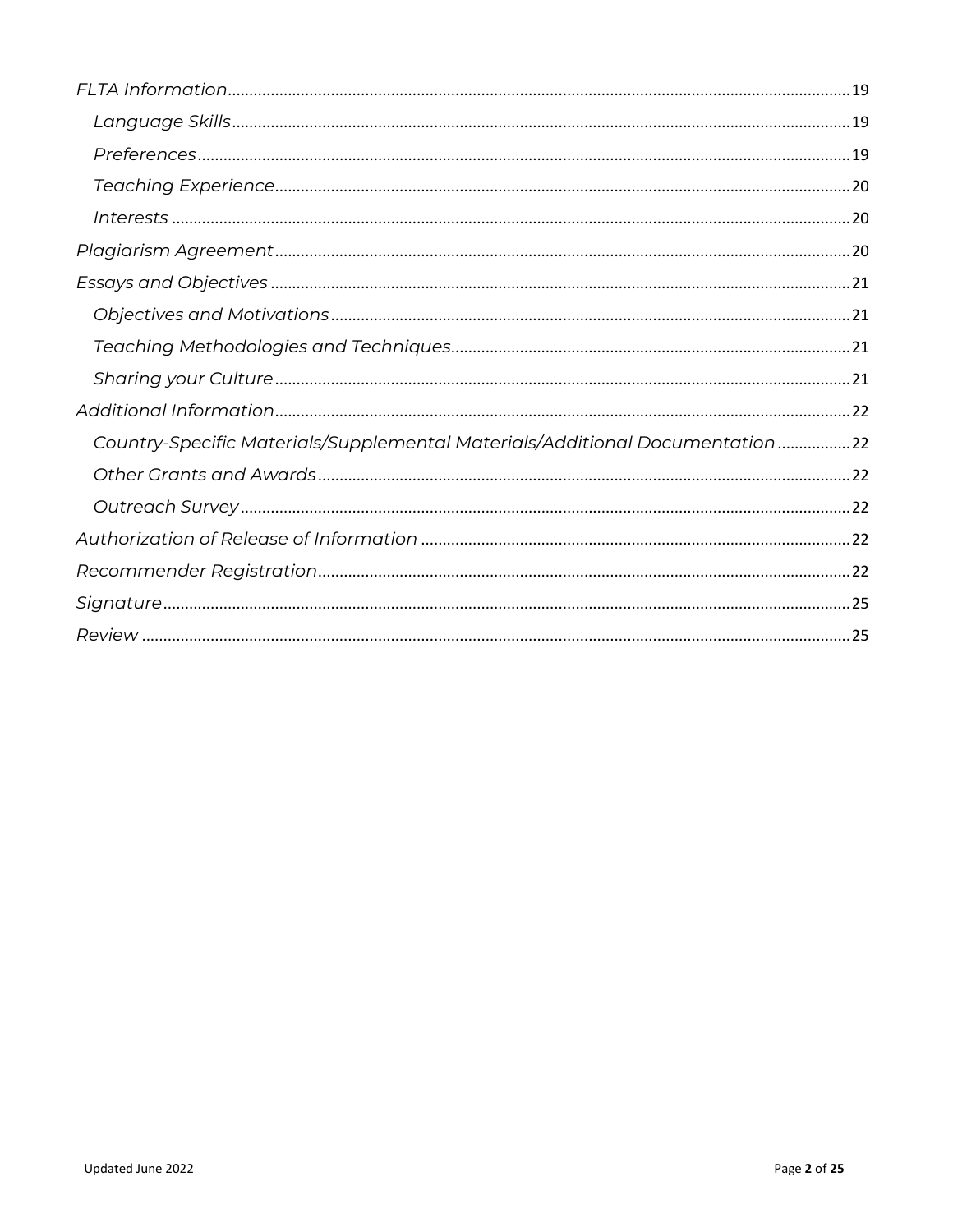*FLTA Information* ..... 19

- *Language Skills* ..... 19
- *Preferences* ..... 19
- *Teaching Experience* ..... 20
- *Interests* ..... 20

*Plagiarism Agreement* ..... 20

*Essays and Objectives* ..... 21

- *Objectives and Motivations* ..... 21
- *Teaching Methodologies and Techniques* ..... 21
- *Sharing your Culture* ..... 21

*Additional Information* ..... 22

- *Country-Specific Materials/Supplemental Materials/Additional Documentation* ..... 22
- *Other Grants and Awards* ..... 22
- *Outreach Survey* ..... 22

*Authorization of Release of Information* ..... 22

*Recommender Registration* ..... 22

*Signature* ..... 25

*Review* ..... 25

Updated June 2022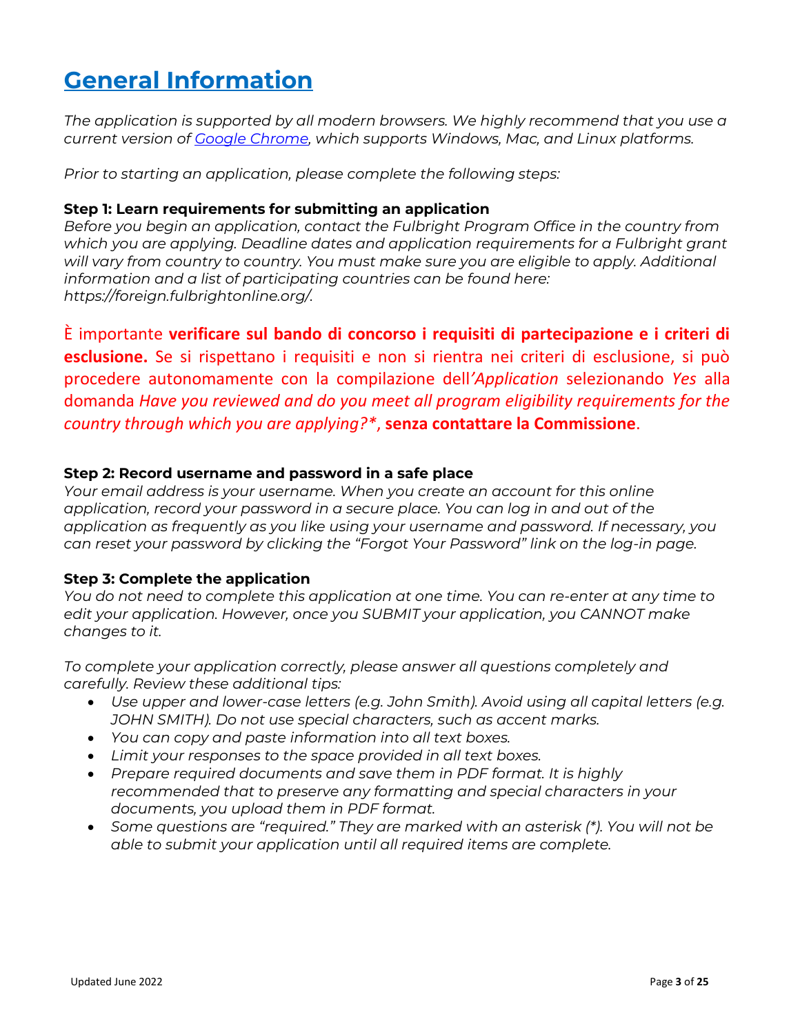# General Information

*The application is supported by all modern browsers. We highly recommend that you use a current version of [Google Chrome](https://www.google.com/chrome), which supports Windows, Mac, and Linux platforms.*

*Prior to starting an application, please complete the following steps:*

**Step 1: Learn requirements for submitting an application**
*Before you begin an application, contact the Fulbright Program Office in the country from which you are applying. Deadline dates and application requirements for a Fulbright grant will vary from country to country. You must make sure you are eligible to apply. Additional information and a list of participating countries can be found here: https://foreign.fulbrightonline.org/.*

È importante **verificare sul bando di concorso i requisiti di partecipazione e i criteri di esclusione.** Se si rispettano i requisiti e non si rientra nei criteri di esclusione, si può procedere autonomamente con la compilazione dell*'Application* selezionando *Yes* alla domanda *Have you reviewed and do you meet all program eligibility requirements for the country through which you are applying?**, **senza contattare la Commissione**.

**Step 2: Record username and password in a safe place**
*Your email address is your username. When you create an account for this online application, record your password in a secure place. You can log in and out of the application as frequently as you like using your username and password. If necessary, you can reset your password by clicking the "Forgot Your Password" link on the log-in page.*

**Step 3: Complete the application**
*You do not need to complete this application at one time. You can re-enter at any time to edit your application. However, once you SUBMIT your application, you CANNOT make changes to it.*

*To complete your application correctly, please answer all questions completely and carefully. Review these additional tips:*

- *Use upper and lower-case letters (e.g. John Smith). Avoid using all capital letters (e.g. JOHN SMITH). Do not use special characters, such as accent marks.*
- *You can copy and paste information into all text boxes.*
- *Limit your responses to the space provided in all text boxes.*
- *Prepare required documents and save them in PDF format. It is highly recommended that to preserve any formatting and special characters in your documents, you upload them in PDF format.*
- *Some questions are "required." They are marked with an asterisk (*). You will not be able to submit your application until all required items are complete.*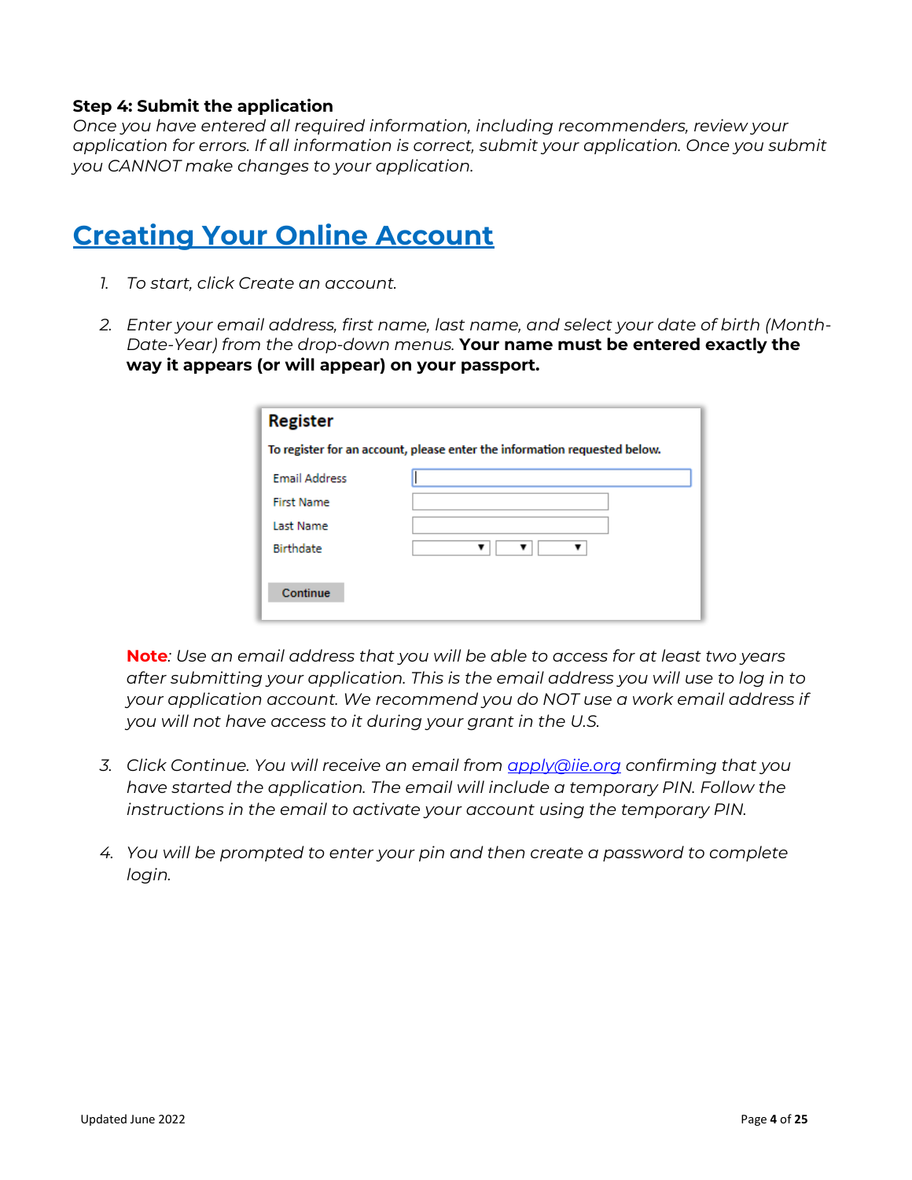**Step 4: Submit the application**

*Once you have entered all required information, including recommenders, review your application for errors. If all information is correct, submit your application. Once you submit you CANNOT make changes to your application.*

# Creating Your Online Account

1. *To start, click Create an account.*

2. *Enter your email address, first name, last name, and select your date of birth (Month-Date-Year) from the drop-down menus.* **Your name must be entered exactly the way it appears (or will appear) on your passport.**

   **Register**

   To register for an account, please enter the information requested below.

   | | |
   |---|---|
   | Email Address | |
   | First Name | |
   | Last Name | |
   | Birthdate | ▼ ▼ ▼ |

   Continue

   **Note**: *Use an email address that you will be able to access for at least two years after submitting your application. This is the email address you will use to log in to your application account. We recommend you do NOT use a work email address if you will not have access to it during your grant in the U.S.*

3. *Click Continue. You will receive an email from apply@iie.org confirming that you have started the application. The email will include a temporary PIN. Follow the instructions in the email to activate your account using the temporary PIN.*

4. *You will be prompted to enter your pin and then create a password to complete login.*

Updated June 2022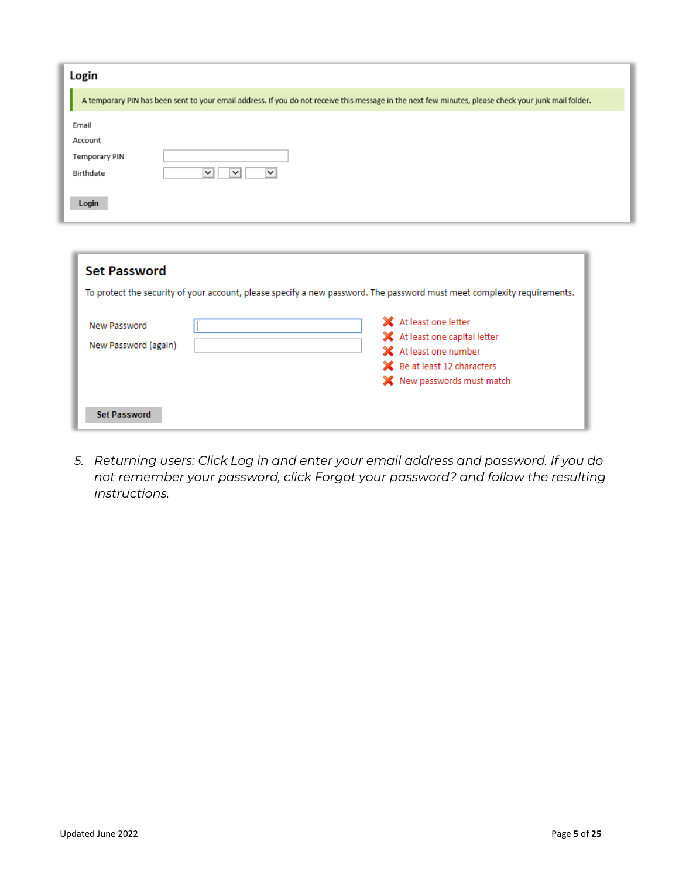**Login**

A temporary PIN has been sent to your email address. If you do not receive this message in the next few minutes, please check your junk mail folder.

Email

Account

Temporary PIN

Birthdate

Login

**Set Password**

To protect the security of your account, please specify a new password. The password must meet complexity requirements.

New Password

New Password (again)

- At least one letter
- At least one capital letter
- At least one number
- Be at least 12 characters
- New passwords must match

Set Password

5. *Returning users: Click Log in and enter your email address and password. If you do not remember your password, click Forgot your password? and follow the resulting instructions.*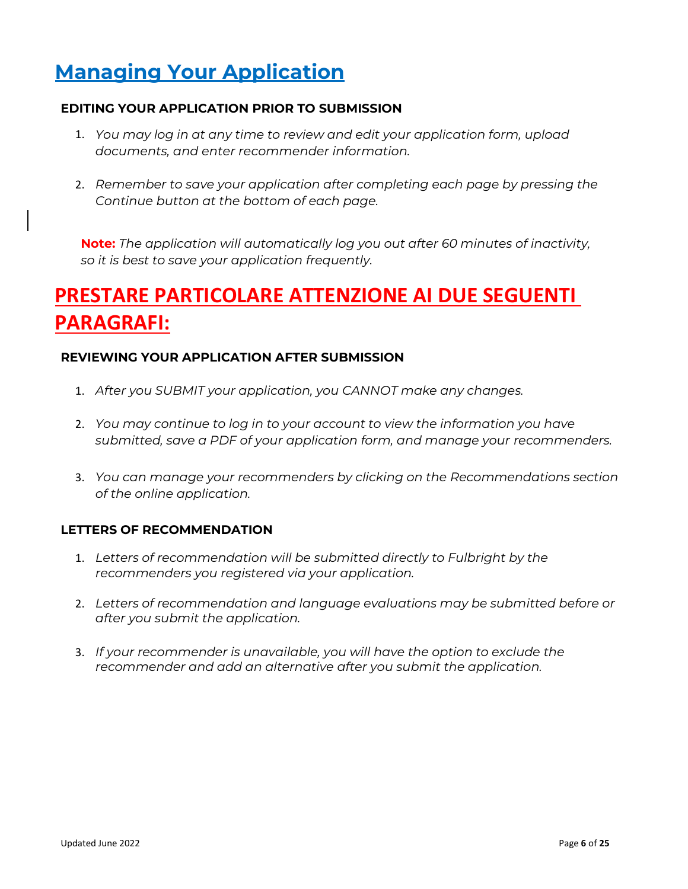# Managing Your Application

### EDITING YOUR APPLICATION PRIOR TO SUBMISSION

1. *You may log in at any time to review and edit your application form, upload documents, and enter recommender information.*

2. *Remember to save your application after completing each page by pressing the Continue button at the bottom of each page.*

**Note:** *The application will automatically log you out after 60 minutes of inactivity, so it is best to save your application frequently.*

# PRESTARE PARTICOLARE ATTENZIONE AI DUE SEGUENTI PARAGRAFI:

### REVIEWING YOUR APPLICATION AFTER SUBMISSION

1. *After you SUBMIT your application, you CANNOT make any changes.*

2. *You may continue to log in to your account to view the information you have submitted, save a PDF of your application form, and manage your recommenders.*

3. *You can manage your recommenders by clicking on the Recommendations section of the online application.*

### LETTERS OF RECOMMENDATION

1. *Letters of recommendation will be submitted directly to Fulbright by the recommenders you registered via your application.*

2. *Letters of recommendation and language evaluations may be submitted before or after you submit the application.*

3. *If your recommender is unavailable, you will have the option to exclude the recommender and add an alternative after you submit the application.*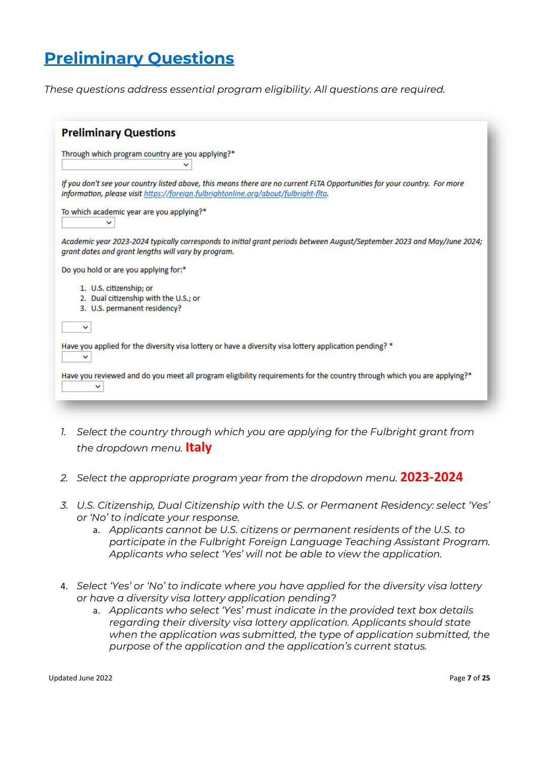# Preliminary Questions

*These questions address essential program eligibility. All questions are required.*

## Preliminary Questions

Through which program country are you applying?*

*If you don't see your country listed above, this means there are no current FLTA Opportunities for your country. For more information, please visit https://foreign.fulbrightonline.org/about/fulbright-flta.*

To which academic year are you applying?*

*Academic year 2023-2024 typically corresponds to initial grant periods between August/September 2023 and May/June 2024; grant dates and grant lengths will vary by program.*

Do you hold or are you applying for:*

1. U.S. citizenship; or
2. Dual citizenship with the U.S.; or
3. U.S. permanent residency?

Have you applied for the diversity visa lottery or have a diversity visa lottery application pending? *

Have you reviewed and do you meet all program eligibility requirements for the country through which you are applying?*

1. *Select the country through which you are applying for the Fulbright grant from the dropdown menu.* **Italy**
2. *Select the appropriate program year from the dropdown menu.* **2023-2024**
3. *U.S. Citizenship, Dual Citizenship with the U.S. or Permanent Residency: select 'Yes' or 'No' to indicate your response.*
   a. *Applicants cannot be U.S. citizens or permanent residents of the U.S. to participate in the Fulbright Foreign Language Teaching Assistant Program. Applicants who select 'Yes' will not be able to view the application.*
4. *Select 'Yes' or 'No' to indicate where you have applied for the diversity visa lottery or have a diversity visa lottery application pending?*
   a. *Applicants who select 'Yes' must indicate in the provided text box details regarding their diversity visa lottery application. Applicants should state when the application was submitted, the type of application submitted, the purpose of the application and the application's current status.*

Updated June 2022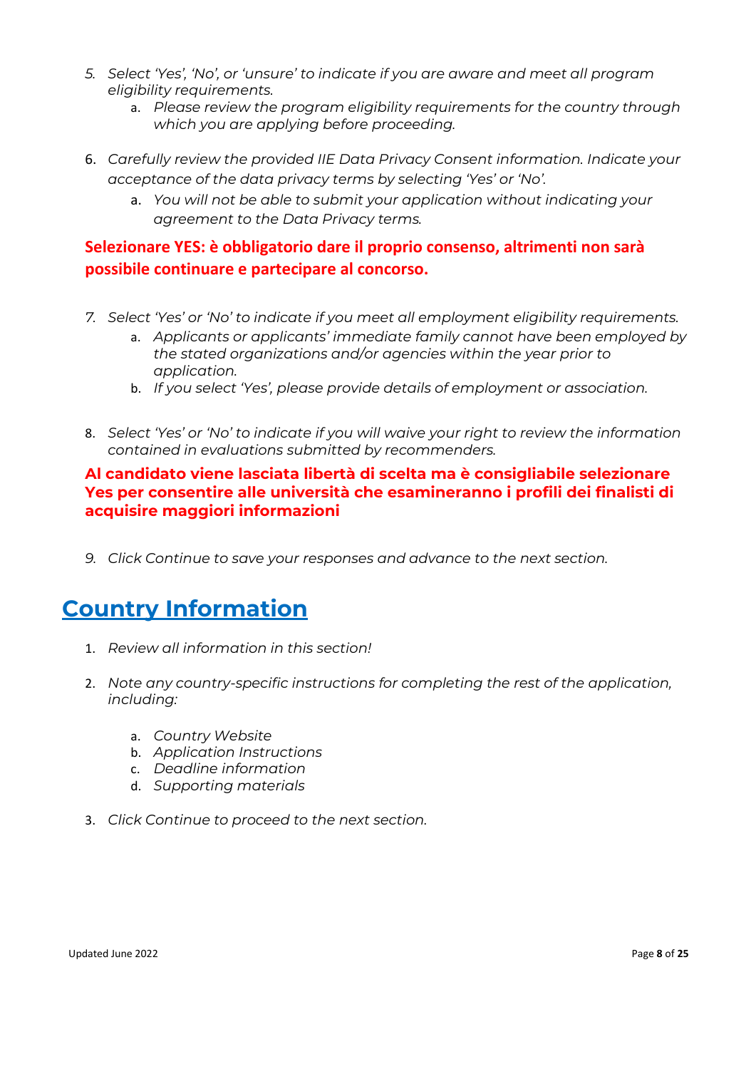5. *Select 'Yes', 'No', or 'unsure' to indicate if you are aware and meet all program eligibility requirements.*
    a. *Please review the program eligibility requirements for the country through which you are applying before proceeding.*

6. *Carefully review the provided IIE Data Privacy Consent information. Indicate your acceptance of the data privacy terms by selecting 'Yes' or 'No'.*
    a. *You will not be able to submit your application without indicating your agreement to the Data Privacy terms.*

**Selezionare YES: è obbligatorio dare il proprio consenso, altrimenti non sarà possibile continuare e partecipare al concorso.**

7. *Select 'Yes' or 'No' to indicate if you meet all employment eligibility requirements.*
    a. *Applicants or applicants' immediate family cannot have been employed by the stated organizations and/or agencies within the year prior to application.*
    b. *If you select 'Yes', please provide details of employment or association.*

8. *Select 'Yes' or 'No' to indicate if you will waive your right to review the information contained in evaluations submitted by recommenders.*

**Al candidato viene lasciata libertà di scelta ma è consigliabile selezionare Yes per consentire alle università che esamineranno i profili dei finalisti di acquisire maggiori informazioni**

9. *Click Continue to save your responses and advance to the next section.*

## Country Information

1. *Review all information in this section!*

2. *Note any country-specific instructions for completing the rest of the application, including:*

    a. *Country Website*
    b. *Application Instructions*
    c. *Deadline information*
    d. *Supporting materials*

3. *Click Continue to proceed to the next section.*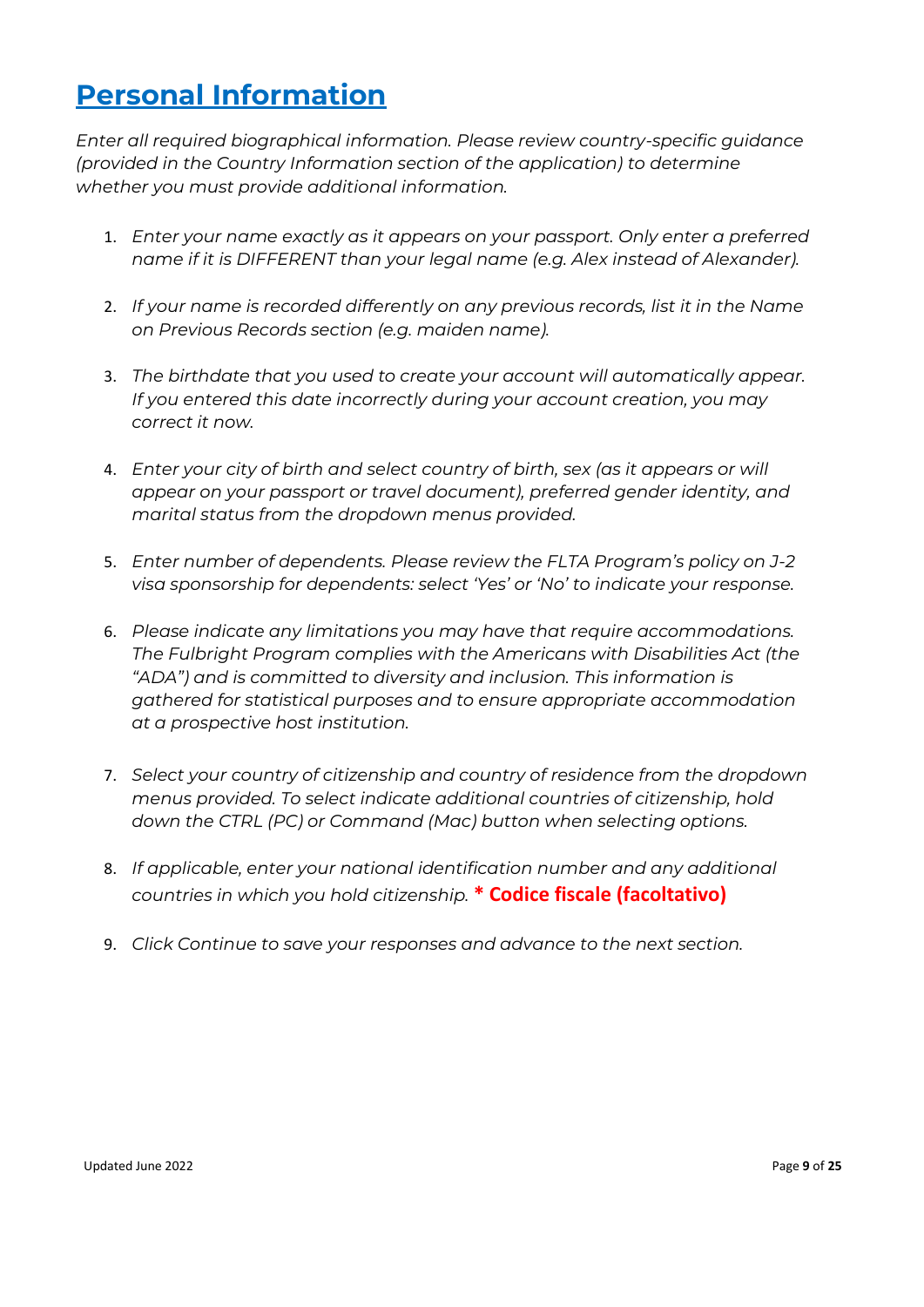# Personal Information

*Enter all required biographical information. Please review country-specific guidance (provided in the Country Information section of the application) to determine whether you must provide additional information.*

1. *Enter your name exactly as it appears on your passport. Only enter a preferred name if it is DIFFERENT than your legal name (e.g. Alex instead of Alexander).*
2. *If your name is recorded differently on any previous records, list it in the Name on Previous Records section (e.g. maiden name).*
3. *The birthdate that you used to create your account will automatically appear. If you entered this date incorrectly during your account creation, you may correct it now.*
4. *Enter your city of birth and select country of birth, sex (as it appears or will appear on your passport or travel document), preferred gender identity, and marital status from the dropdown menus provided.*
5. *Enter number of dependents. Please review the FLTA Program's policy on J-2 visa sponsorship for dependents: select 'Yes' or 'No' to indicate your response.*
6. *Please indicate any limitations you may have that require accommodations. The Fulbright Program complies with the Americans with Disabilities Act (the "ADA") and is committed to diversity and inclusion. This information is gathered for statistical purposes and to ensure appropriate accommodation at a prospective host institution.*
7. *Select your country of citizenship and country of residence from the dropdown menus provided. To select indicate additional countries of citizenship, hold down the CTRL (PC) or Command (Mac) button when selecting options.*
8. *If applicable, enter your national identification number and any additional countries in which you hold citizenship.* **\* Codice fiscale (facoltativo)**
9. *Click Continue to save your responses and advance to the next section.*

Updated June 2022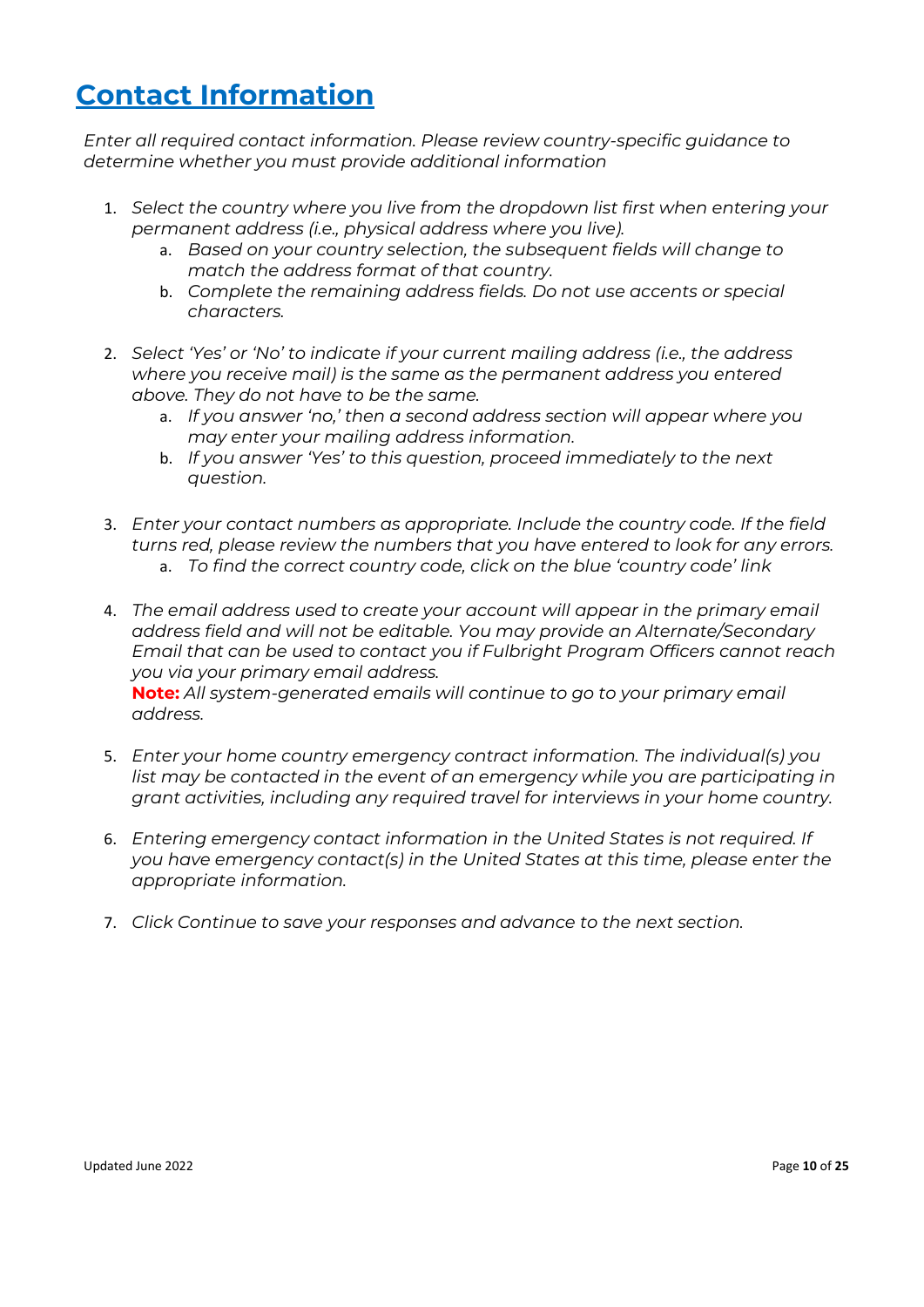# Contact Information

*Enter all required contact information. Please review country-specific guidance to determine whether you must provide additional information*

1. *Select the country where you live from the dropdown list first when entering your permanent address (i.e., physical address where you live).*
    a. *Based on your country selection, the subsequent fields will change to match the address format of that country.*
    b. *Complete the remaining address fields. Do not use accents or special characters.*

2. *Select 'Yes' or 'No' to indicate if your current mailing address (i.e., the address where you receive mail) is the same as the permanent address you entered above. They do not have to be the same.*
    a. *If you answer 'no,' then a second address section will appear where you may enter your mailing address information.*
    b. *If you answer 'Yes' to this question, proceed immediately to the next question.*

3. *Enter your contact numbers as appropriate. Include the country code. If the field turns red, please review the numbers that you have entered to look for any errors.*
    a. *To find the correct country code, click on the blue 'country code' link*

4. *The email address used to create your account will appear in the primary email address field and will not be editable. You may provide an Alternate/Secondary Email that can be used to contact you if Fulbright Program Officers cannot reach you via your primary email address.*
   **Note:** *All system-generated emails will continue to go to your primary email address.*

5. *Enter your home country emergency contract information. The individual(s) you list may be contacted in the event of an emergency while you are participating in grant activities, including any required travel for interviews in your home country.*

6. *Entering emergency contact information in the United States is not required. If you have emergency contact(s) in the United States at this time, please enter the appropriate information.*

7. *Click Continue to save your responses and advance to the next section.*

Updated June 2022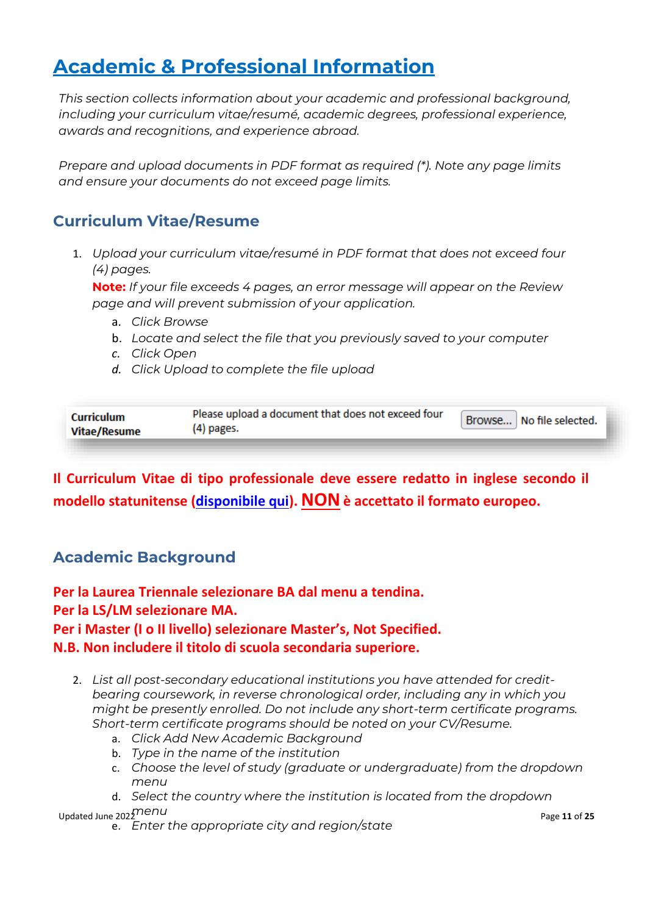# Academic & Professional Information

*This section collects information about your academic and professional background, including your curriculum vitae/resumé, academic degrees, professional experience, awards and recognitions, and experience abroad.*

*Prepare and upload documents in PDF format as required (*). Note any page limits and ensure your documents do not exceed page limits.*

## Curriculum Vitae/Resume

1. *Upload your curriculum vitae/resumé in PDF format that does not exceed four (4) pages.*
   **Note:** *If your file exceeds 4 pages, an error message will appear on the Review page and will prevent submission of your application.*
   a. *Click Browse*
   b. *Locate and select the file that you previously saved to your computer*
   c. *Click Open*
   d. *Click Upload to complete the file upload*

| Curriculum Vitae/Resume | Please upload a document that does not exceed four (4) pages. | Browse... No file selected. |
|---|---|---|

**Il Curriculum Vitae di tipo professionale deve essere redatto in inglese secondo il modello statunitense (disponibile qui). NON è accettato il formato europeo.**

## Academic Background

**Per la Laurea Triennale selezionare BA dal menu a tendina.**
**Per la LS/LM selezionare MA.**
**Per i Master (I o II livello) selezionare Master's, Not Specified.**
**N.B. Non includere il titolo di scuola secondaria superiore.**

2. *List all post-secondary educational institutions you have attended for credit-bearing coursework, in reverse chronological order, including any in which you might be presently enrolled. Do not include any short-term certificate programs. Short-term certificate programs should be noted on your CV/Resume.*
   a. *Click Add New Academic Background*
   b. *Type in the name of the institution*
   c. *Choose the level of study (graduate or undergraduate) from the dropdown menu*
   d. *Select the country where the institution is located from the dropdown menu*
   e. *Enter the appropriate city and region/state*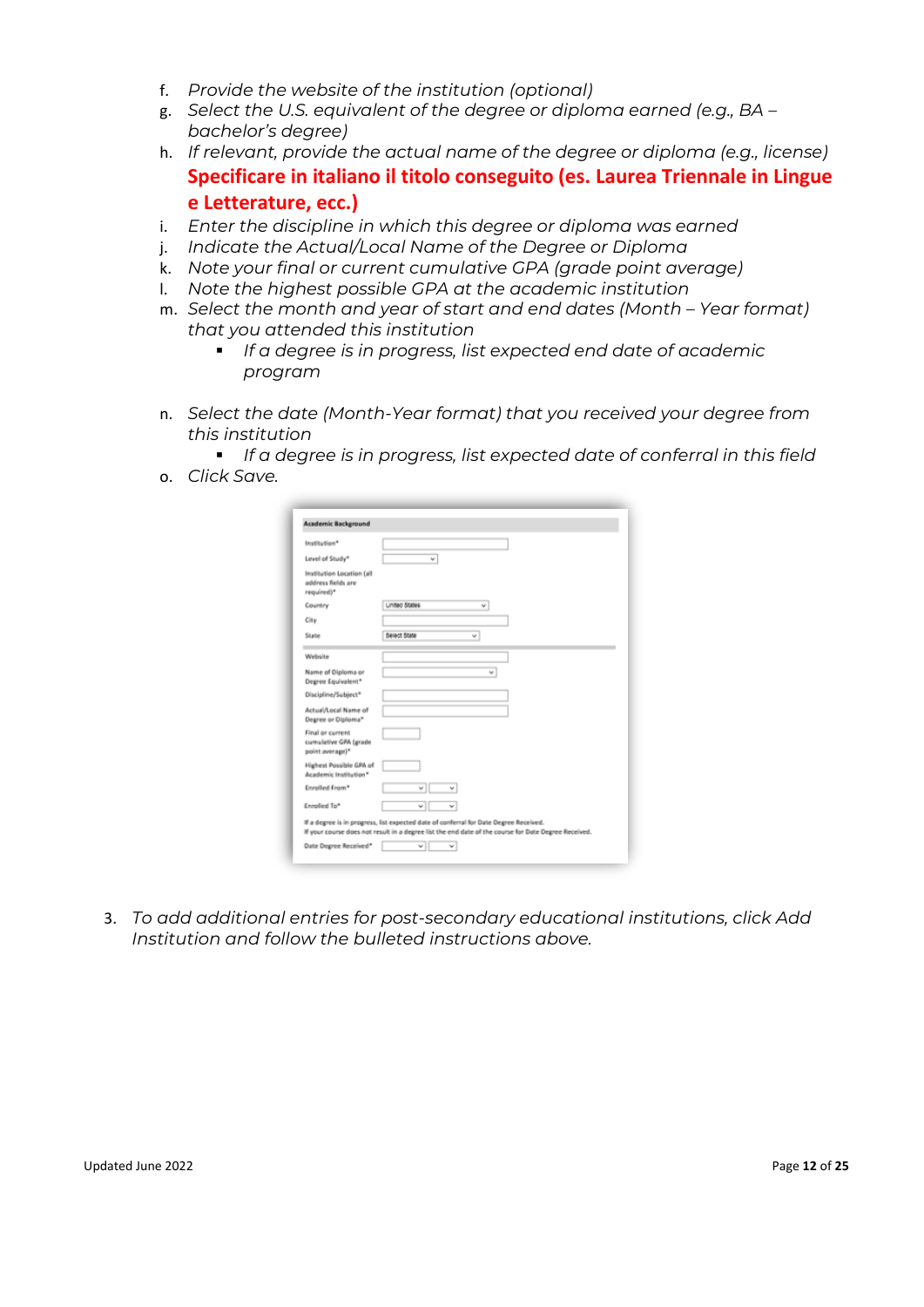f. *Provide the website of the institution (optional)*
g. *Select the U.S. equivalent of the degree or diploma earned (e.g., BA – bachelor's degree)*
h. *If relevant, provide the actual name of the degree or diploma (e.g., license)* **Specificare in italiano il titolo conseguito (es. Laurea Triennale in Lingue e Letterature, ecc.)**
i. *Enter the discipline in which this degree or diploma was earned*
j. *Indicate the Actual/Local Name of the Degree or Diploma*
k. *Note your final or current cumulative GPA (grade point average)*
l. *Note the highest possible GPA at the academic institution*
m. *Select the month and year of start and end dates (Month – Year format) that you attended this institution*
   - *If a degree is in progress, list expected end date of academic program*

n. *Select the date (Month-Year format) that you received your degree from this institution*
   - *If a degree is in progress, list expected date of conferral in this field*
o. *Click Save.*

3. *To add additional entries for post-secondary educational institutions, click Add Institution and follow the bulleted instructions above.*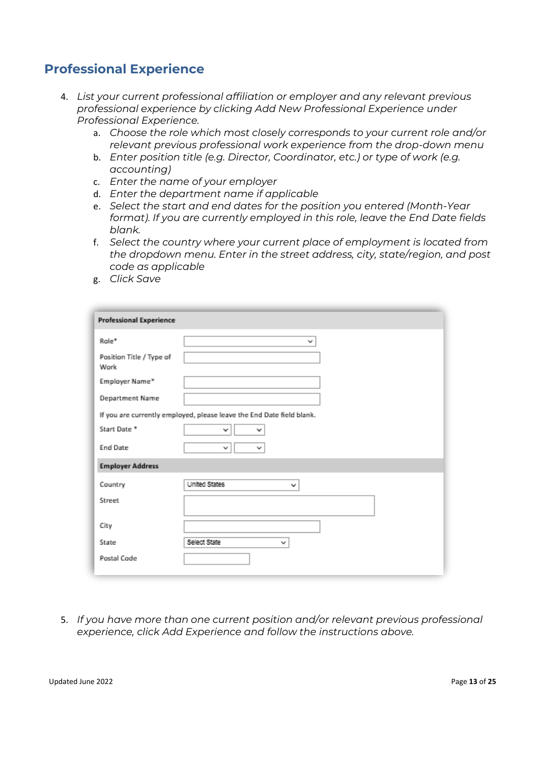## Professional Experience

4. *List your current professional affiliation or employer and any relevant previous professional experience by clicking Add New Professional Experience under Professional Experience.*
    a. *Choose the role which most closely corresponds to your current role and/or relevant previous professional work experience from the drop-down menu*
    b. *Enter position title (e.g. Director, Coordinator, etc.) or type of work (e.g. accounting)*
    c. *Enter the name of your employer*
    d. *Enter the department name if applicable*
    e. *Select the start and end dates for the position you entered (Month-Year format). If you are currently employed in this role, leave the End Date fields blank.*
    f. *Select the country where your current place of employment is located from the dropdown menu. Enter in the street address, city, state/region, and post code as applicable*
    g. *Click Save*

**Professional Experience**

Role*

Position Title / Type of Work

Employer Name*

Department Name

If you are currently employed, please leave the End Date field blank.

Start Date *

End Date

**Employer Address**

Country: United States

Street

City

State: Select State

Postal Code

5. *If you have more than one current position and/or relevant previous professional experience, click Add Experience and follow the instructions above.*

Updated June 2022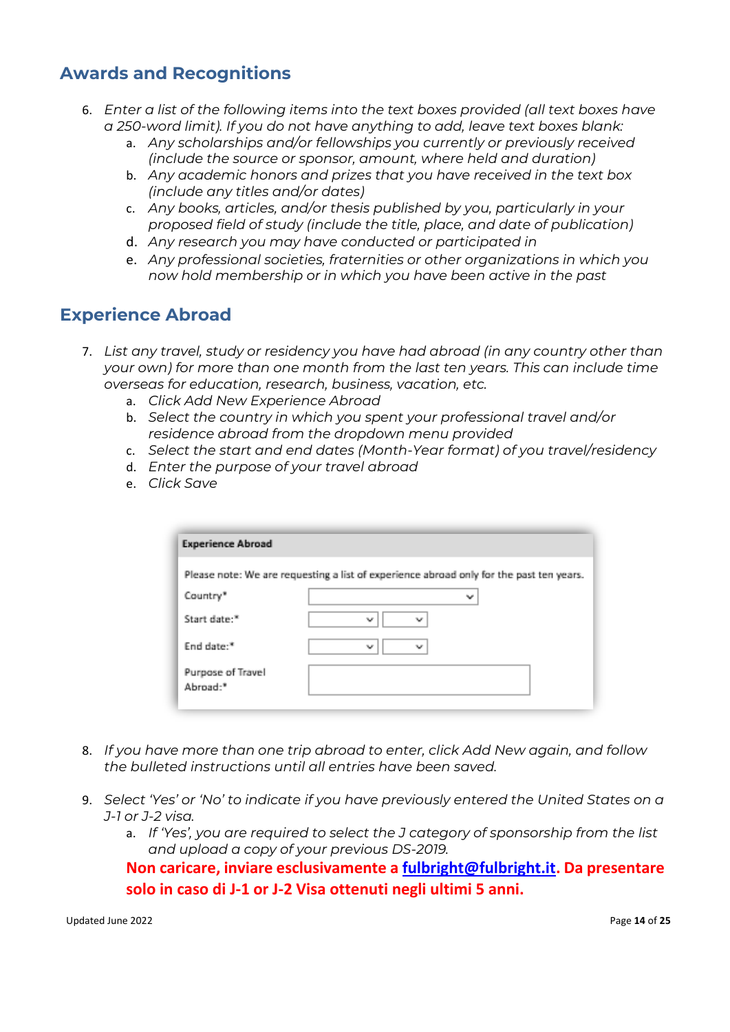## Awards and Recognitions

6. *Enter a list of the following items into the text boxes provided (all text boxes have a 250-word limit). If you do not have anything to add, leave text boxes blank:*
   a. *Any scholarships and/or fellowships you currently or previously received (include the source or sponsor, amount, where held and duration)*
   b. *Any academic honors and prizes that you have received in the text box (include any titles and/or dates)*
   c. *Any books, articles, and/or thesis published by you, particularly in your proposed field of study (include the title, place, and date of publication)*
   d. *Any research you may have conducted or participated in*
   e. *Any professional societies, fraternities or other organizations in which you now hold membership or in which you have been active in the past*

## Experience Abroad

7. *List any travel, study or residency you have had abroad (in any country other than your own) for more than one month from the last ten years. This can include time overseas for education, research, business, vacation, etc.*
   a. *Click Add New Experience Abroad*
   b. *Select the country in which you spent your professional travel and/or residence abroad from the dropdown menu provided*
   c. *Select the start and end dates (Month-Year format) of you travel/residency*
   d. *Enter the purpose of your travel abroad*
   e. *Click Save*

**Experience Abroad**

Please note: We are requesting a list of experience abroad only for the past ten years.

Country*

Start date:*

End date:*

Purpose of Travel Abroad:*

8. *If you have more than one trip abroad to enter, click Add New again, and follow the bulleted instructions until all entries have been saved.*

9. *Select 'Yes' or 'No' to indicate if you have previously entered the United States on a J-1 or J-2 visa.*
   a. *If 'Yes', you are required to select the J category of sponsorship from the list and upload a copy of your previous DS-2019.*

   **Non caricare, inviare esclusivamente a fulbright@fulbright.it. Da presentare solo in caso di J-1 or J-2 Visa ottenuti negli ultimi 5 anni.**

Updated June 2022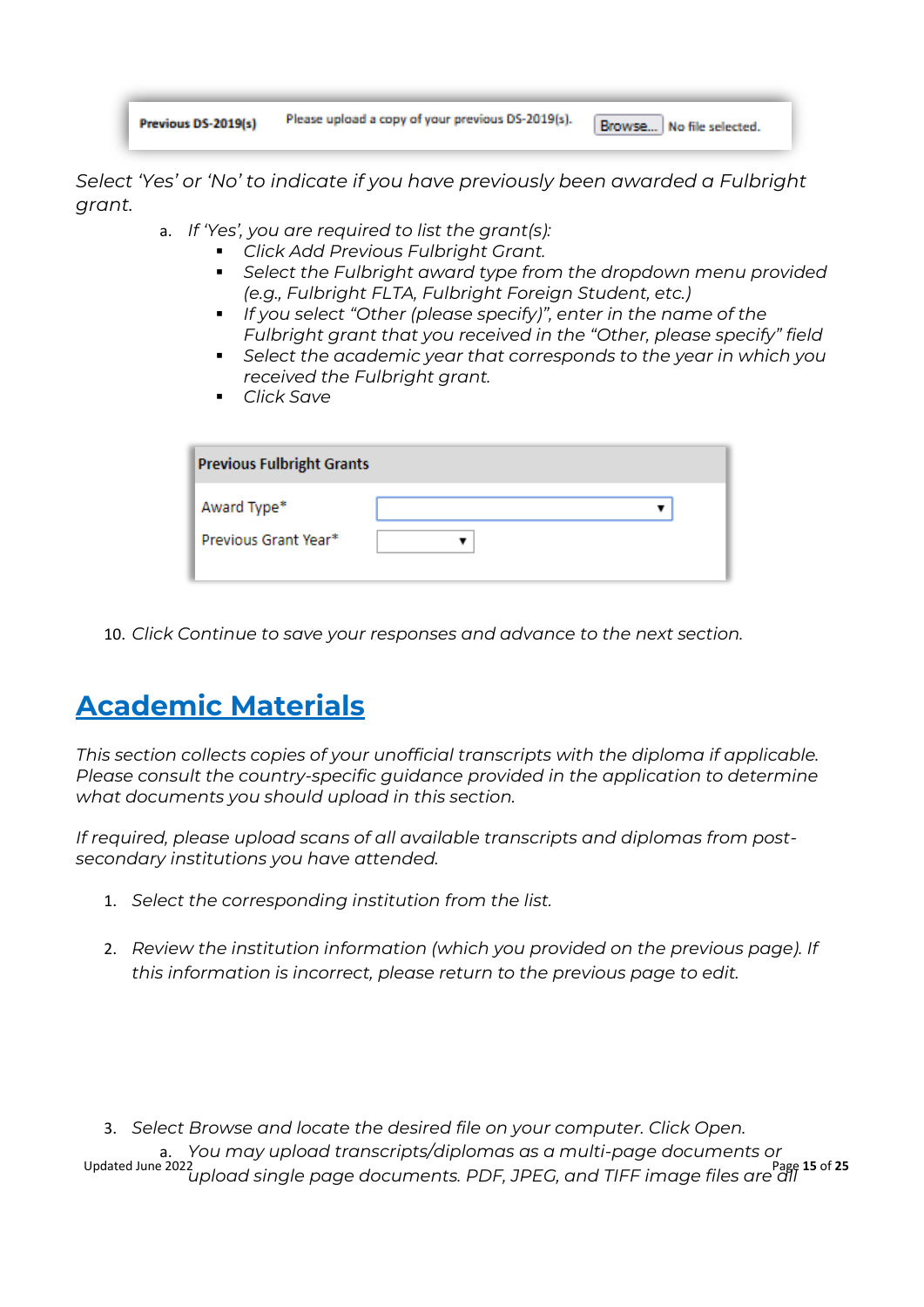| Previous DS-2019(s) | Please upload a copy of your previous DS-2019(s). | Browse... No file selected. |
| --- | --- | --- |

*Select 'Yes' or 'No' to indicate if you have previously been awarded a Fulbright grant.*

a. *If 'Yes', you are required to list the grant(s):*
   - *Click Add Previous Fulbright Grant.*
   - *Select the Fulbright award type from the dropdown menu provided (e.g., Fulbright FLTA, Fulbright Foreign Student, etc.)*
   - *If you select "Other (please specify)", enter in the name of the Fulbright grant that you received in the "Other, please specify" field*
   - *Select the academic year that corresponds to the year in which you received the Fulbright grant.*
   - *Click Save*

| Previous Fulbright Grants | |
| --- | --- |
| Award Type* | ▼ |
| Previous Grant Year* | ▼ |

10. *Click Continue to save your responses and advance to the next section.*

## Academic Materials

*This section collects copies of your unofficial transcripts with the diploma if applicable. Please consult the country-specific guidance provided in the application to determine what documents you should upload in this section.*

*If required, please upload scans of all available transcripts and diplomas from post-secondary institutions you have attended.*

1. *Select the corresponding institution from the list.*

2. *Review the institution information (which you provided on the previous page). If this information is incorrect, please return to the previous page to edit.*

3. *Select Browse and locate the desired file on your computer. Click Open.*
   a. *You may upload transcripts/diplomas as a multi-page documents or upload single page documents. PDF, JPEG, and TIFF image files are all*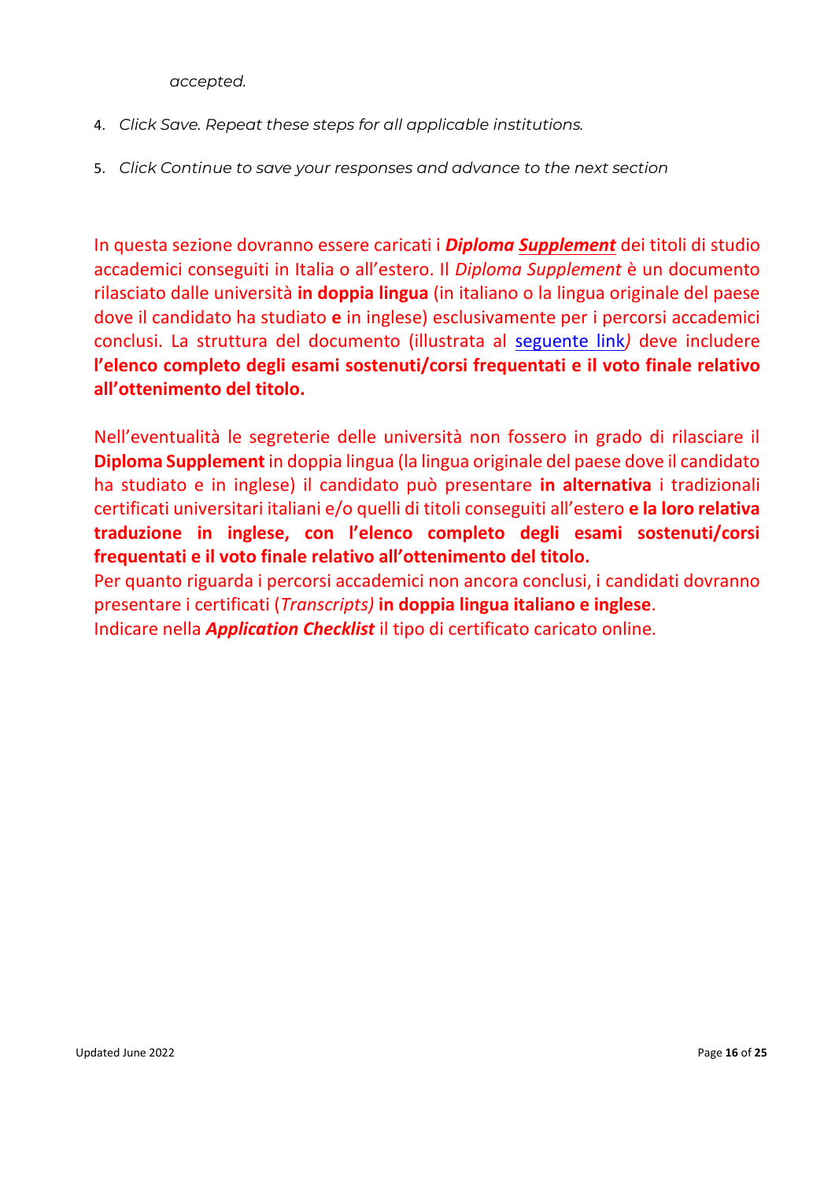*accepted.*

4. *Click Save. Repeat these steps for all applicable institutions.*
5. *Click Continue to save your responses and advance to the next section*

In questa sezione dovranno essere caricati i ***Diploma Supplement*** dei titoli di studio accademici conseguiti in Italia o all'estero. Il *Diploma Supplement* è un documento rilasciato dalle università **in doppia lingua** (in italiano o la lingua originale del paese dove il candidato ha studiato **e** in inglese) esclusivamente per i percorsi accademici conclusi. La struttura del documento (illustrata al seguente link*)* deve includere **l'elenco completo degli esami sostenuti/corsi frequentati e il voto finale relativo all'ottenimento del titolo.**

Nell'eventualità le segreterie delle università non fossero in grado di rilasciare il **Diploma Supplement** in doppia lingua (la lingua originale del paese dove il candidato ha studiato e in inglese) il candidato può presentare **in alternativa** i tradizionali certificati universitari italiani e/o quelli di titoli conseguiti all'estero **e la loro relativa traduzione in inglese, con l'elenco completo degli esami sostenuti/corsi frequentati e il voto finale relativo all'ottenimento del titolo.**
Per quanto riguarda i percorsi accademici non ancora conclusi, i candidati dovranno presentare i certificati (*Transcripts)* **in doppia lingua italiano e inglese**.
Indicare nella ***Application Checklist*** il tipo di certificato caricato online.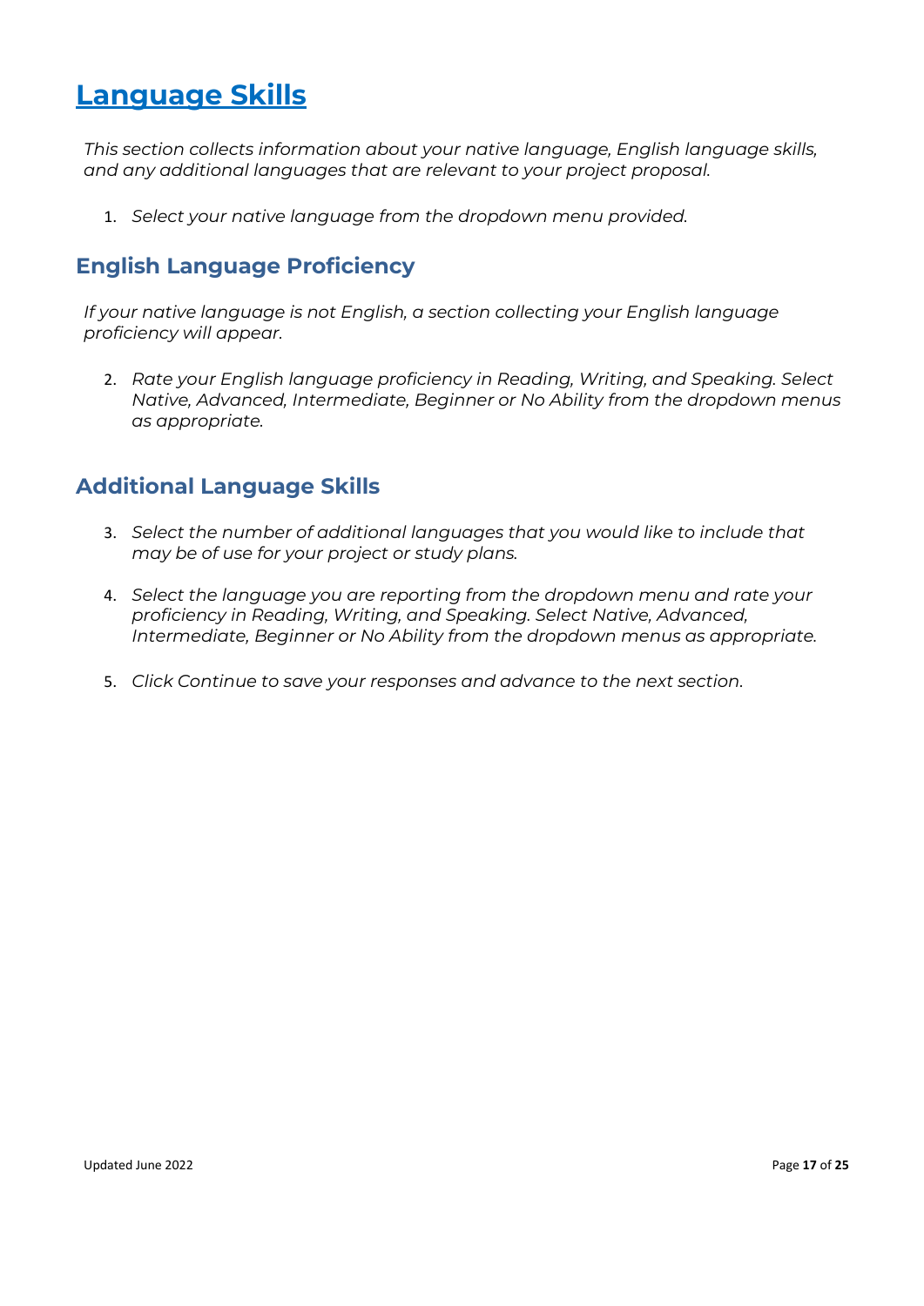# Language Skills

*This section collects information about your native language, English language skills, and any additional languages that are relevant to your project proposal.*

1. *Select your native language from the dropdown menu provided.*

## English Language Proficiency

*If your native language is not English, a section collecting your English language proficiency will appear.*

2. *Rate your English language proficiency in Reading, Writing, and Speaking. Select Native, Advanced, Intermediate, Beginner or No Ability from the dropdown menus as appropriate.*

## Additional Language Skills

3. *Select the number of additional languages that you would like to include that may be of use for your project or study plans.*

4. *Select the language you are reporting from the dropdown menu and rate your proficiency in Reading, Writing, and Speaking. Select Native, Advanced, Intermediate, Beginner or No Ability from the dropdown menus as appropriate.*

5. *Click Continue to save your responses and advance to the next section.*

Updated June 2022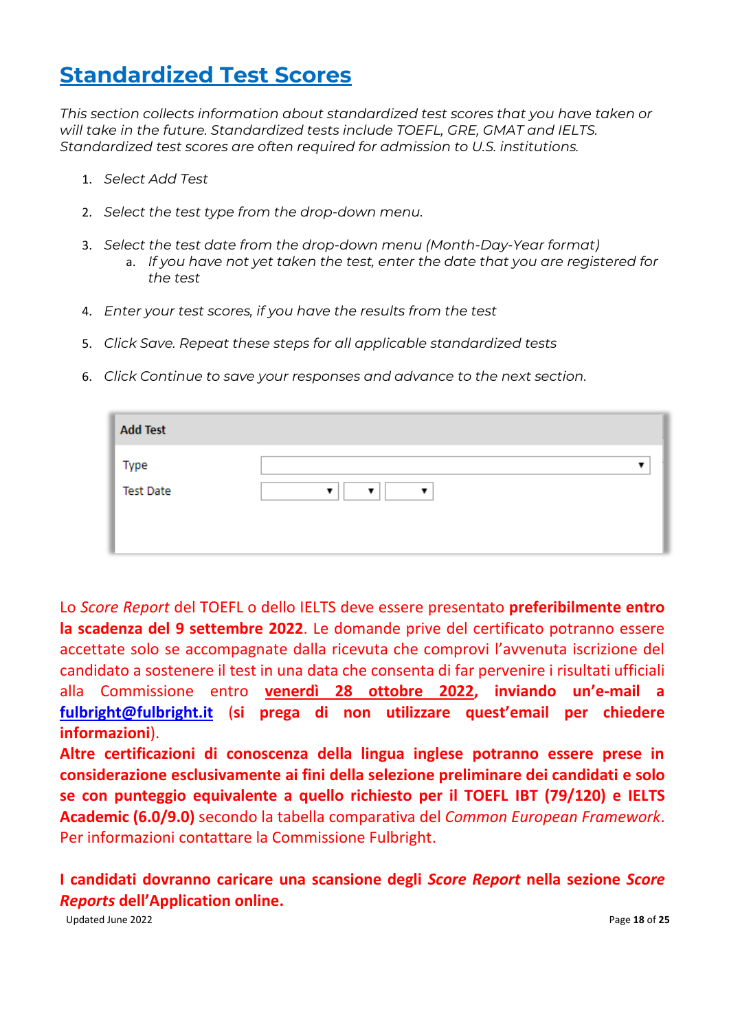# Standardized Test Scores

*This section collects information about standardized test scores that you have taken or will take in the future. Standardized tests include TOEFL, GRE, GMAT and IELTS. Standardized test scores are often required for admission to U.S. institutions.*

1. *Select Add Test*
2. *Select the test type from the drop-down menu.*
3. *Select the test date from the drop-down menu (Month-Day-Year format)*
   a. *If you have not yet taken the test, enter the date that you are registered for the test*
4. *Enter your test scores, if you have the results from the test*
5. *Click Save. Repeat these steps for all applicable standardized tests*
6. *Click Continue to save your responses and advance to the next section.*

| Add Test | |
|---|---|
| Type | ▾ |
| Test Date | ▾ ▾ ▾ |

Lo *Score Report* del TOEFL o dello IELTS deve essere presentato **preferibilmente entro la scadenza del 9 settembre 2022**. Le domande prive del certificato potranno essere accettate solo se accompagnate dalla ricevuta che comprovi l'avvenuta iscrizione del candidato a sostenere il test in una data che consenta di far pervenire i risultati ufficiali alla Commissione entro **venerdì 28 ottobre 2022, inviando un'e-mail a fulbright@fulbright.it** (**si prega di non utilizzare quest'email per chiedere informazioni**).

**Altre certificazioni di conoscenza della lingua inglese potranno essere prese in considerazione esclusivamente ai fini della selezione preliminare dei candidati e solo se con punteggio equivalente a quello richiesto per il TOEFL IBT (79/120) e IELTS Academic (6.0/9.0)** secondo la tabella comparativa del *Common European Framework*. Per informazioni contattare la Commissione Fulbright.

**I candidati dovranno caricare una scansione degli *Score Report* nella sezione *Score Reports* dell'Application online.**

Updated June 2022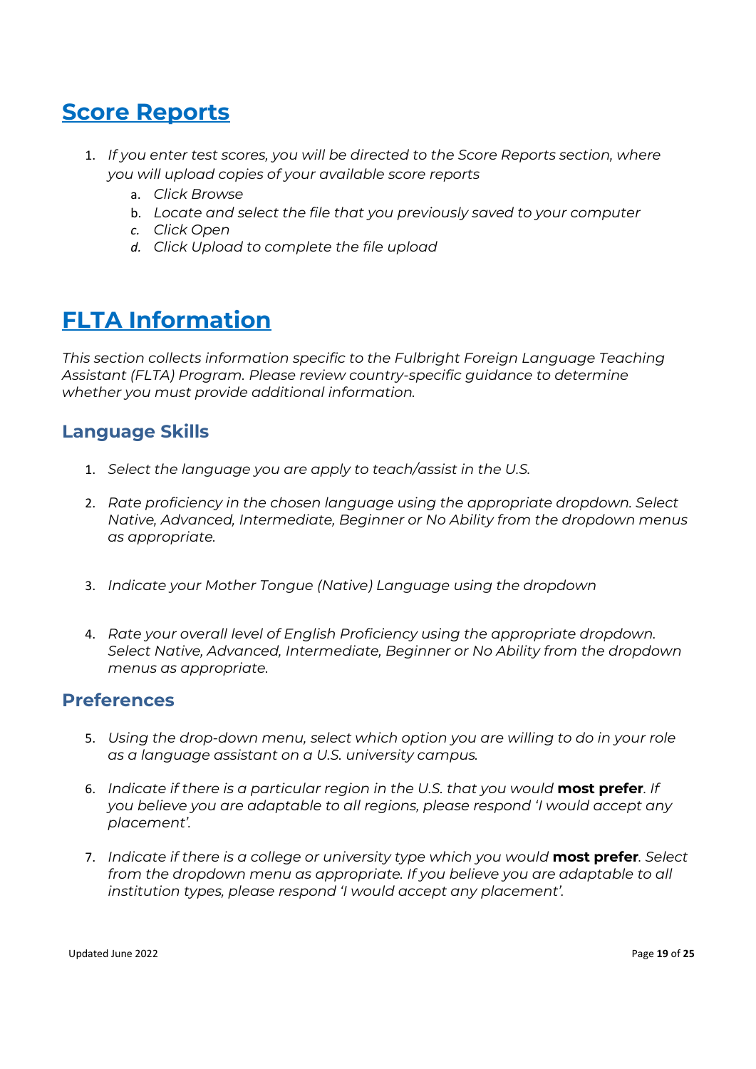## Score Reports

1. *If you enter test scores, you will be directed to the Score Reports section, where you will upload copies of your available score reports*
   a. *Click Browse*
   b. *Locate and select the file that you previously saved to your computer*
   c. *Click Open*
   d. *Click Upload to complete the file upload*

## FLTA Information

*This section collects information specific to the Fulbright Foreign Language Teaching Assistant (FLTA) Program. Please review country-specific guidance to determine whether you must provide additional information.*

### Language Skills

1. *Select the language you are apply to teach/assist in the U.S.*

2. *Rate proficiency in the chosen language using the appropriate dropdown. Select Native, Advanced, Intermediate, Beginner or No Ability from the dropdown menus as appropriate.*

3. *Indicate your Mother Tongue (Native) Language using the dropdown*

4. *Rate your overall level of English Proficiency using the appropriate dropdown. Select Native, Advanced, Intermediate, Beginner or No Ability from the dropdown menus as appropriate.*

### Preferences

5. *Using the drop-down menu, select which option you are willing to do in your role as a language assistant on a U.S. university campus.*

6. *Indicate if there is a particular region in the U.S. that you would* **most prefer**. *If you believe you are adaptable to all regions, please respond 'I would accept any placement'.*

7. *Indicate if there is a college or university type which you would* **most prefer**. *Select from the dropdown menu as appropriate. If you believe you are adaptable to all institution types, please respond 'I would accept any placement'.*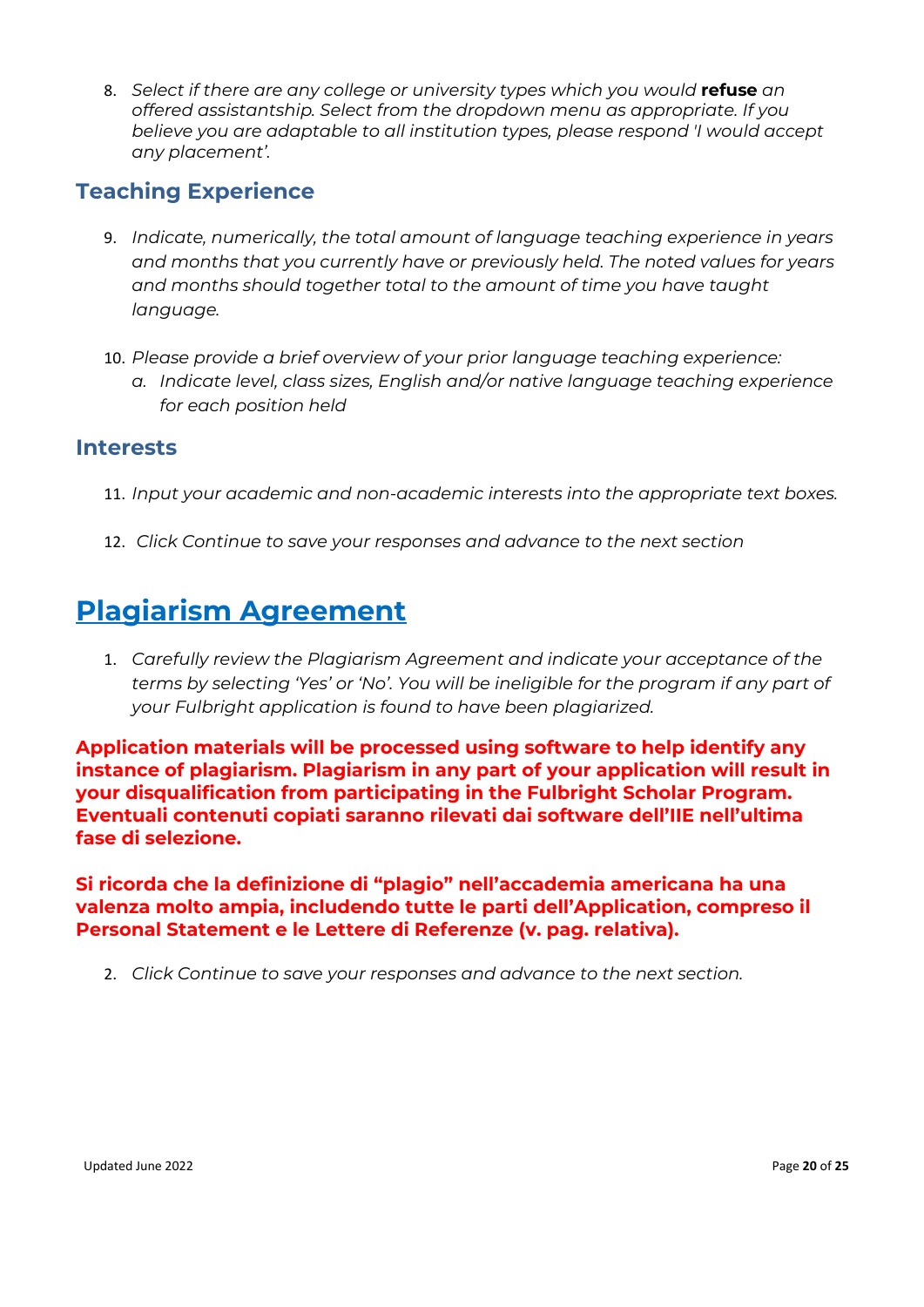8. *Select if there are any college or university types which you would* **refuse** *an offered assistantship. Select from the dropdown menu as appropriate. If you believe you are adaptable to all institution types, please respond 'I would accept any placement'.*

### Teaching Experience

9. *Indicate, numerically, the total amount of language teaching experience in years and months that you currently have or previously held. The noted values for years and months should together total to the amount of time you have taught language.*

10. *Please provide a brief overview of your prior language teaching experience:*
    a. *Indicate level, class sizes, English and/or native language teaching experience for each position held*

### Interests

11. *Input your academic and non-academic interests into the appropriate text boxes.*

12. *Click Continue to save your responses and advance to the next section*

## Plagiarism Agreement

1. *Carefully review the Plagiarism Agreement and indicate your acceptance of the terms by selecting 'Yes' or 'No'. You will be ineligible for the program if any part of your Fulbright application is found to have been plagiarized.*

**Application materials will be processed using software to help identify any instance of plagiarism. Plagiarism in any part of your application will result in your disqualification from participating in the Fulbright Scholar Program. Eventuali contenuti copiati saranno rilevati dai software dell'IIE nell'ultima fase di selezione.**

**Si ricorda che la definizione di "plagio" nell'accademia americana ha una valenza molto ampia, includendo tutte le parti dell'Application, compreso il Personal Statement e le Lettere di Referenze (v. pag. relativa).**

2. *Click Continue to save your responses and advance to the next section.*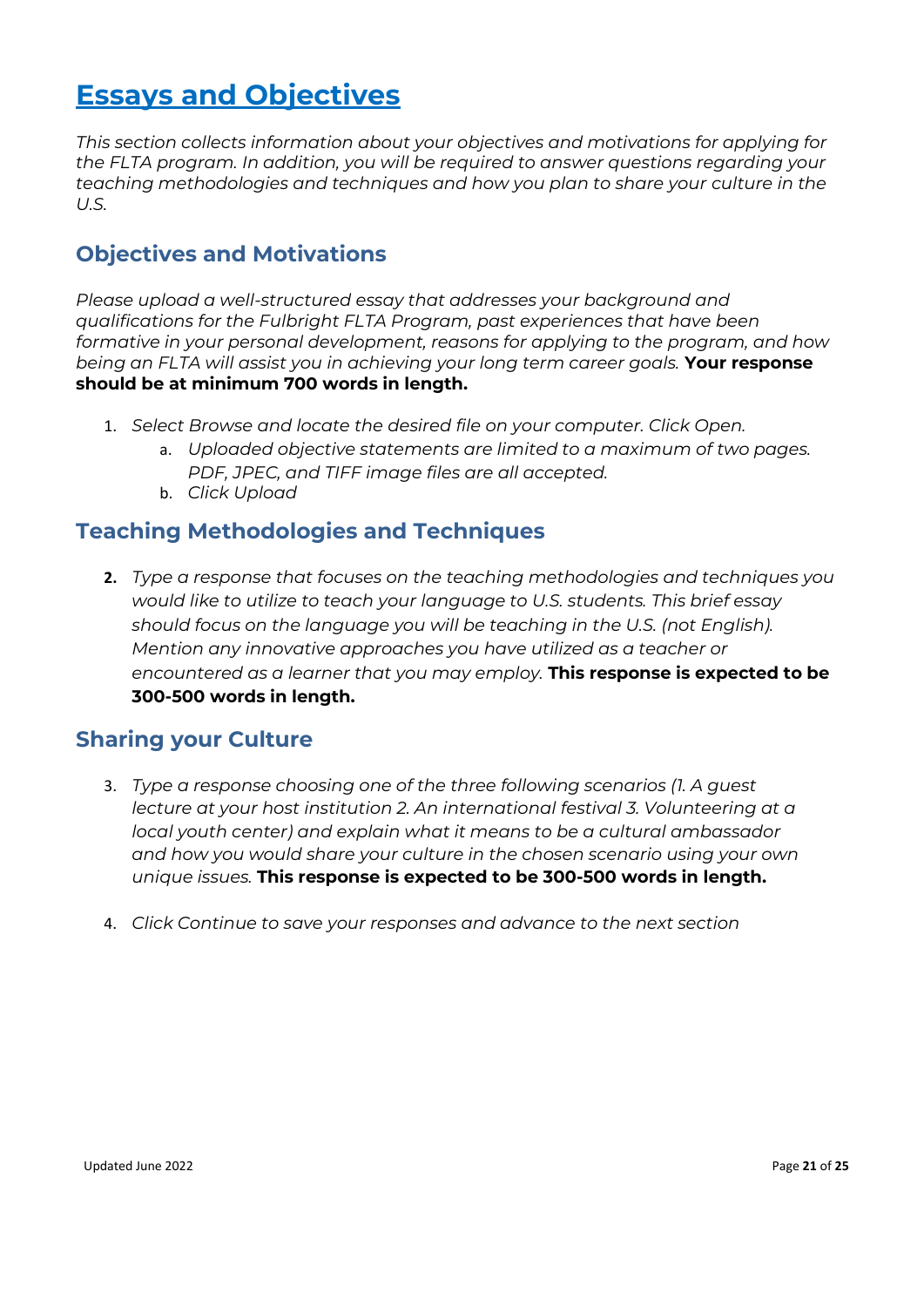# Essays and Objectives

*This section collects information about your objectives and motivations for applying for the FLTA program. In addition, you will be required to answer questions regarding your teaching methodologies and techniques and how you plan to share your culture in the U.S.*

## Objectives and Motivations

*Please upload a well-structured essay that addresses your background and qualifications for the Fulbright FLTA Program, past experiences that have been formative in your personal development, reasons for applying to the program, and how being an FLTA will assist you in achieving your long term career goals.* **Your response should be at minimum 700 words in length.**

1. *Select Browse and locate the desired file on your computer. Click Open.*
   a. *Uploaded objective statements are limited to a maximum of two pages. PDF, JPEC, and TIFF image files are all accepted.*
   b. *Click Upload*

## Teaching Methodologies and Techniques

2. *Type a response that focuses on the teaching methodologies and techniques you would like to utilize to teach your language to U.S. students. This brief essay should focus on the language you will be teaching in the U.S. (not English). Mention any innovative approaches you have utilized as a teacher or encountered as a learner that you may employ.* **This response is expected to be 300-500 words in length.**

## Sharing your Culture

3. *Type a response choosing one of the three following scenarios (1. A guest lecture at your host institution 2. An international festival 3. Volunteering at a local youth center) and explain what it means to be a cultural ambassador and how you would share your culture in the chosen scenario using your own unique issues.* **This response is expected to be 300-500 words in length.**

4. *Click Continue to save your responses and advance to the next section*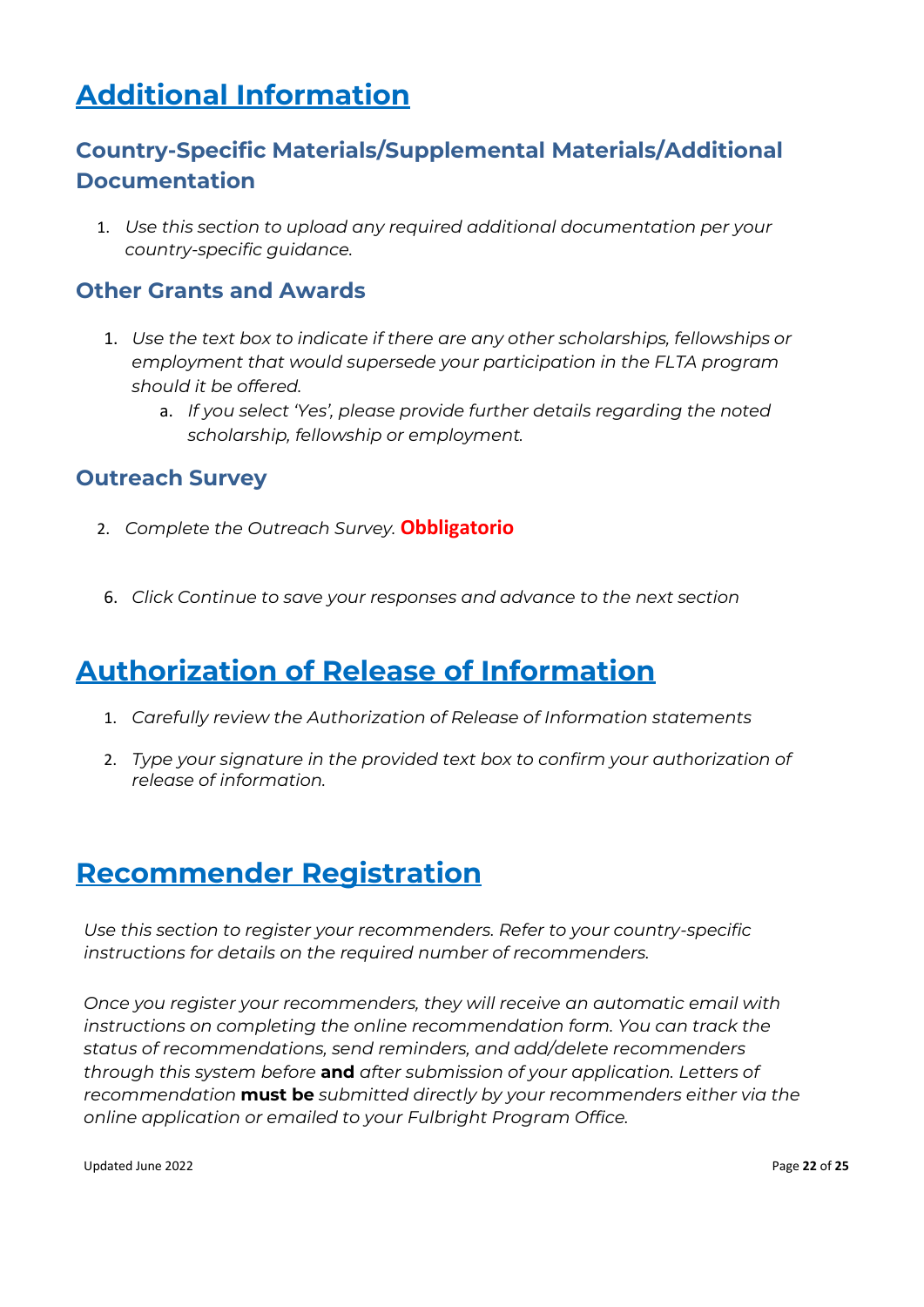# Additional Information

## Country-Specific Materials/Supplemental Materials/Additional Documentation

1. *Use this section to upload any required additional documentation per your country-specific guidance.*

## Other Grants and Awards

1. *Use the text box to indicate if there are any other scholarships, fellowships or employment that would supersede your participation in the FLTA program should it be offered.*
   a. *If you select 'Yes', please provide further details regarding the noted scholarship, fellowship or employment.*

## Outreach Survey

2. *Complete the Outreach Survey.* **Obbligatorio**

6. *Click Continue to save your responses and advance to the next section*

# Authorization of Release of Information

1. *Carefully review the Authorization of Release of Information statements*

2. *Type your signature in the provided text box to confirm your authorization of release of information.*

# Recommender Registration

*Use this section to register your recommenders. Refer to your country-specific instructions for details on the required number of recommenders.*

*Once you register your recommenders, they will receive an automatic email with instructions on completing the online recommendation form. You can track the status of recommendations, send reminders, and add/delete recommenders through this system before* **and** *after submission of your application. Letters of recommendation* **must be** *submitted directly by your recommenders either via the online application or emailed to your Fulbright Program Office.*

Updated June 2022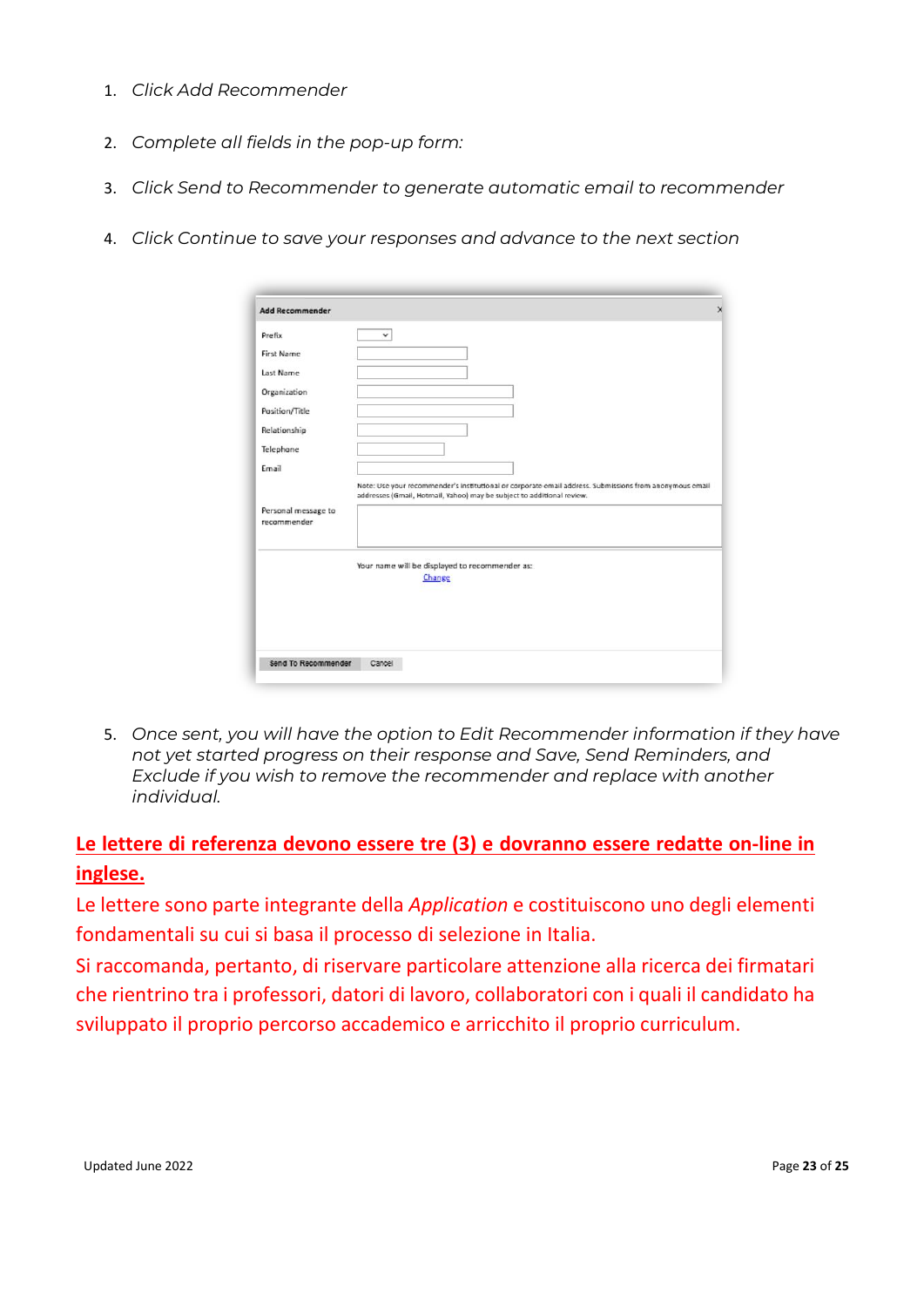1. *Click Add Recommender*

2. *Complete all fields in the pop-up form:*

3. *Click Send to Recommender to generate automatic email to recommender*

4. *Click Continue to save your responses and advance to the next section*

5. *Once sent, you will have the option to Edit Recommender information if they have not yet started progress on their response and Save, Send Reminders, and Exclude if you wish to remove the recommender and replace with another individual.*

**Le lettere di referenza devono essere tre (3) e dovranno essere redatte on-line in inglese.**

Le lettere sono parte integrante della *Application* e costituiscono uno degli elementi fondamentali su cui si basa il processo di selezione in Italia.

Si raccomanda, pertanto, di riservare particolare attenzione alla ricerca dei firmatari che rientrino tra i professori, datori di lavoro, collaboratori con i quali il candidato ha sviluppato il proprio percorso accademico e arricchito il proprio curriculum.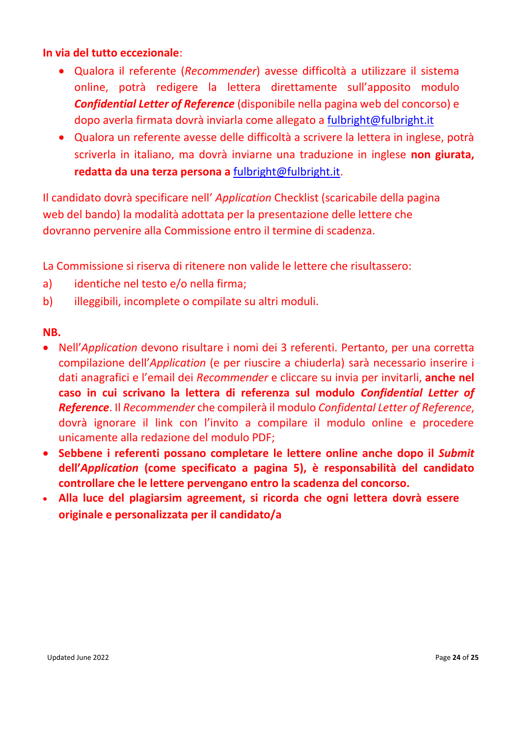**In via del tutto eccezionale**:

- Qualora il referente (*Recommender*) avesse difficoltà a utilizzare il sistema online, potrà redigere la lettera direttamente sull'apposito modulo ***Confidential Letter of Reference*** (disponibile nella pagina web del concorso) e dopo averla firmata dovrà inviarla come allegato a fulbright@fulbright.it
- Qualora un referente avesse delle difficoltà a scrivere la lettera in inglese, potrà scriverla in italiano, ma dovrà inviarne una traduzione in inglese **non giurata, redatta da una terza persona a** fulbright@fulbright.it.

Il candidato dovrà specificare nell' *Application* Checklist (scaricabile della pagina web del bando) la modalità adottata per la presentazione delle lettere che dovranno pervenire alla Commissione entro il termine di scadenza.

La Commissione si riserva di ritenere non valide le lettere che risultassero:

a) identiche nel testo e/o nella firma;

b) illeggibili, incomplete o compilate su altri moduli.

**NB.**

- Nell'*Application* devono risultare i nomi dei 3 referenti. Pertanto, per una corretta compilazione dell'*Application* (e per riuscire a chiuderla) sarà necessario inserire i dati anagrafici e l'email dei *Recommender* e cliccare su invia per invitarli, **anche nel caso in cui scrivano la lettera di referenza sul modulo *Confidential Letter of Reference***. Il *Recommender* che compilerà il modulo *Confidental Letter of Reference*, dovrà ignorare il link con l'invito a compilare il modulo online e procedere unicamente alla redazione del modulo PDF;
- **Sebbene i referenti possano completare le lettere online anche dopo il *Submit* dell'*Application* (come specificato a pagina 5), è responsabilità del candidato controllare che le lettere pervengano entro la scadenza del concorso.**
- **Alla luce del plagiarsim agreement, si ricorda che ogni lettera dovrà essere originale e personalizzata per il candidato/a**

Updated June 2022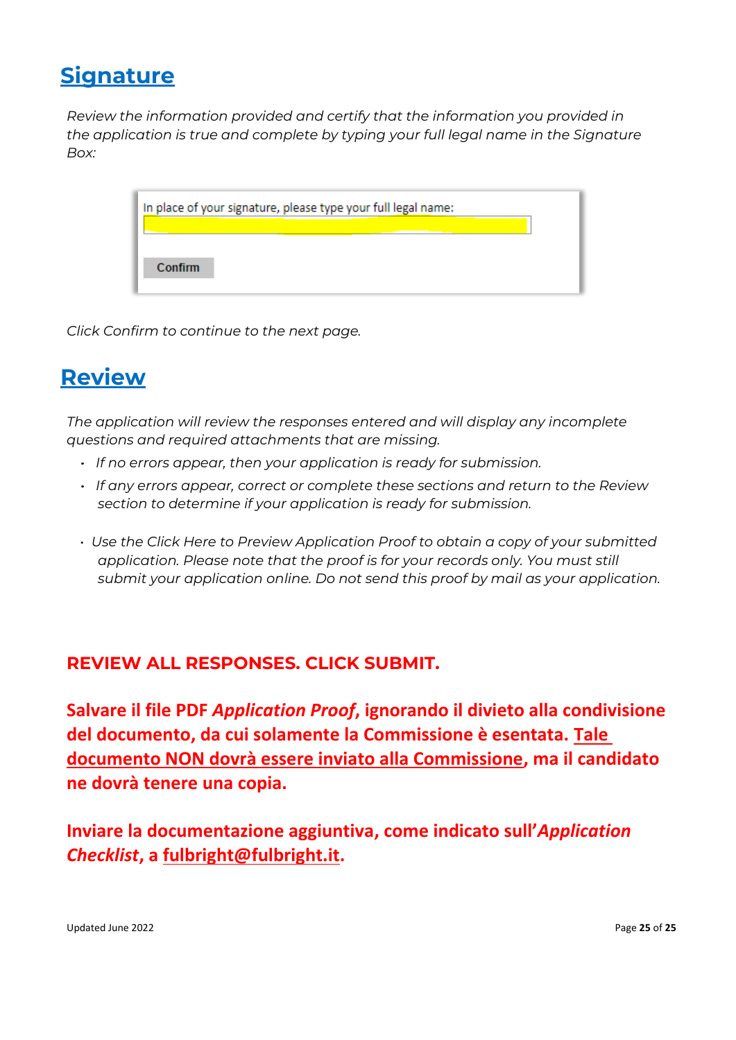## Signature

*Review the information provided and certify that the information you provided in the application is true and complete by typing your full legal name in the Signature Box:*

In place of your signature, please type your full legal name:

Confirm

*Click Confirm to continue to the next page.*

## Review

*The application will review the responses entered and will display any incomplete questions and required attachments that are missing.*

- *If no errors appear, then your application is ready for submission.*
- *If any errors appear, correct or complete these sections and return to the Review section to determine if your application is ready for submission.*
- *Use the Click Here to Preview Application Proof to obtain a copy of your submitted application. Please note that the proof is for your records only. You must still submit your application online. Do not send this proof by mail as your application.*

**REVIEW ALL RESPONSES. CLICK SUBMIT.**

**Salvare il file PDF *Application Proof*, ignorando il divieto alla condivisione del documento, da cui solamente la Commissione è esentata. Tale documento NON dovrà essere inviato alla Commissione, ma il candidato ne dovrà tenere una copia.**

**Inviare la documentazione aggiuntiva, come indicato sull'*Application Checklist*, a fulbright@fulbright.it.**

Updated June 2022